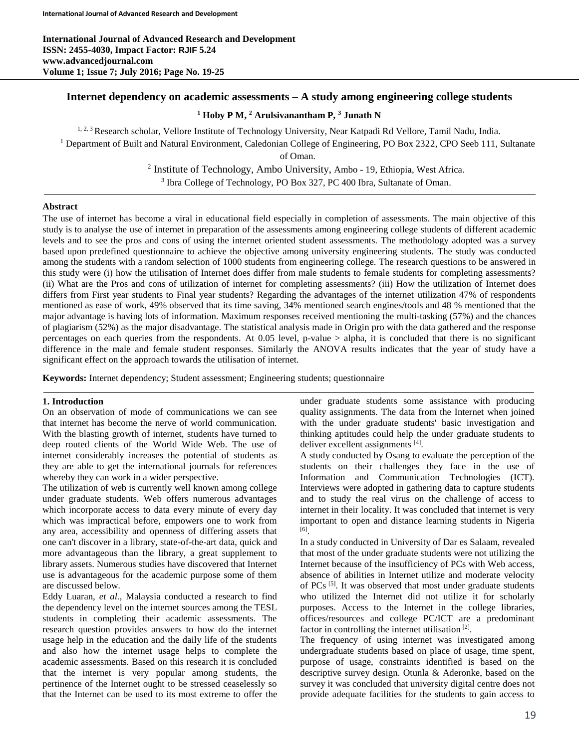# Internet dependency on academic assessments – A study among engineering college students

**[1] Hoby P M, [2] Arulsivanantham P, [3] Junath N**

[1, 2, 3] Research scholar, Vellore Institute of Technology University, Near Katpadi Rd Vellore, Tamil Nadu, India.

[1] Department of Built and Natural Environment, Caledonian College of Engineering, PO Box 2322, CPO Seeb 111, Sultanate of Oman.

[2] Institute of Technology, Ambo University, Ambo - 19, Ethiopia, West Africa.

[3] Ibra College of Technology, PO Box 327, PC 400 Ibra, Sultanate of Oman.

## Abstract

The use of internet has become a viral in educational field especially in completion of assessments. The main objective of this study is to analyse the use of internet in preparation of the assessments among engineering college students of different academic levels and to see the pros and cons of using the internet oriented student assessments. The methodology adopted was a survey based upon predefined questionnaire to achieve the objective among university engineering students. The study was conducted among the students with a random selection of 1000 students from engineering college. The research questions to be answered in this study were (i) how the utilisation of Internet does differ from male students to female students for completing assessments? (ii) What are the Pros and cons of utilization of internet for completing assessments? (iii) How the utilization of Internet does differs from First year students to Final year students? Regarding the advantages of the internet utilization 47% of respondents mentioned as ease of work, 49% observed that its time saving, 34% mentioned search engines/tools and 48 % mentioned that the major advantage is having lots of information. Maximum responses received mentioning the multi-tasking (57%) and the chances of plagiarism (52%) as the major disadvantage. The statistical analysis made in Origin pro with the data gathered and the response percentages on each queries from the respondents. At 0.05 level, p-value > alpha, it is concluded that there is no significant difference in the male and female student responses. Similarly the ANOVA results indicates that the year of study have a significant effect on the approach towards the utilisation of internet.

**Keywords:** Internet dependency; Student assessment; Engineering students; questionnaire

## 1. Introduction

On an observation of mode of communications we can see that internet has become the nerve of world communication. With the blasting growth of internet, students have turned to deep routed clients of the World Wide Web. The use of internet considerably increases the potential of students as they are able to get the international journals for references whereby they can work in a wider perspective.

The utilization of web is currently well known among college under graduate students. Web offers numerous advantages which incorporate access to data every minute of every day which was impractical before, empowers one to work from any area, accessibility and openness of differing assets that one can't discover in a library, state-of-the-art data, quick and more advantageous than the library, a great supplement to library assets. Numerous studies have discovered that Internet use is advantageous for the academic purpose some of them are discussed below.

Eddy Luaran, *et al.*, Malaysia conducted a research to find the dependency level on the internet sources among the TESL students in completing their academic assessments. The research question provides answers to how do the internet usage help in the education and the daily life of the students and also how the internet usage helps to complete the academic assessments. Based on this research it is concluded that the internet is very popular among students, the pertinence of the Internet ought to be stressed ceaselessly so that the Internet can be used to its most extreme to offer the under graduate students some assistance with producing quality assignments. The data from the Internet when joined with the under graduate students' basic investigation and thinking aptitudes could help the under graduate students to deliver excellent assignments [4].

A study conducted by Osang to evaluate the perception of the students on their challenges they face in the use of Information and Communication Technologies (ICT). Interviews were adopted in gathering data to capture students and to study the real virus on the challenge of access to internet in their locality. It was concluded that internet is very important to open and distance learning students in Nigeria [6].

In a study conducted in University of Dar es Salaam, revealed that most of the under graduate students were not utilizing the Internet because of the insufficiency of PCs with Web access, absence of abilities in Internet utilize and moderate velocity of PCs [5]. It was observed that most under graduate students who utilized the Internet did not utilize it for scholarly purposes. Access to the Internet in the college libraries, offices/resources and college PC/ICT are a predominant factor in controlling the internet utilisation [2].

The frequency of using internet was investigated among undergraduate students based on place of usage, time spent, purpose of usage, constraints identified is based on the descriptive survey design. Otunla & Aderonke, based on the survey it was concluded that university digital centre does not provide adequate facilities for the students to gain access to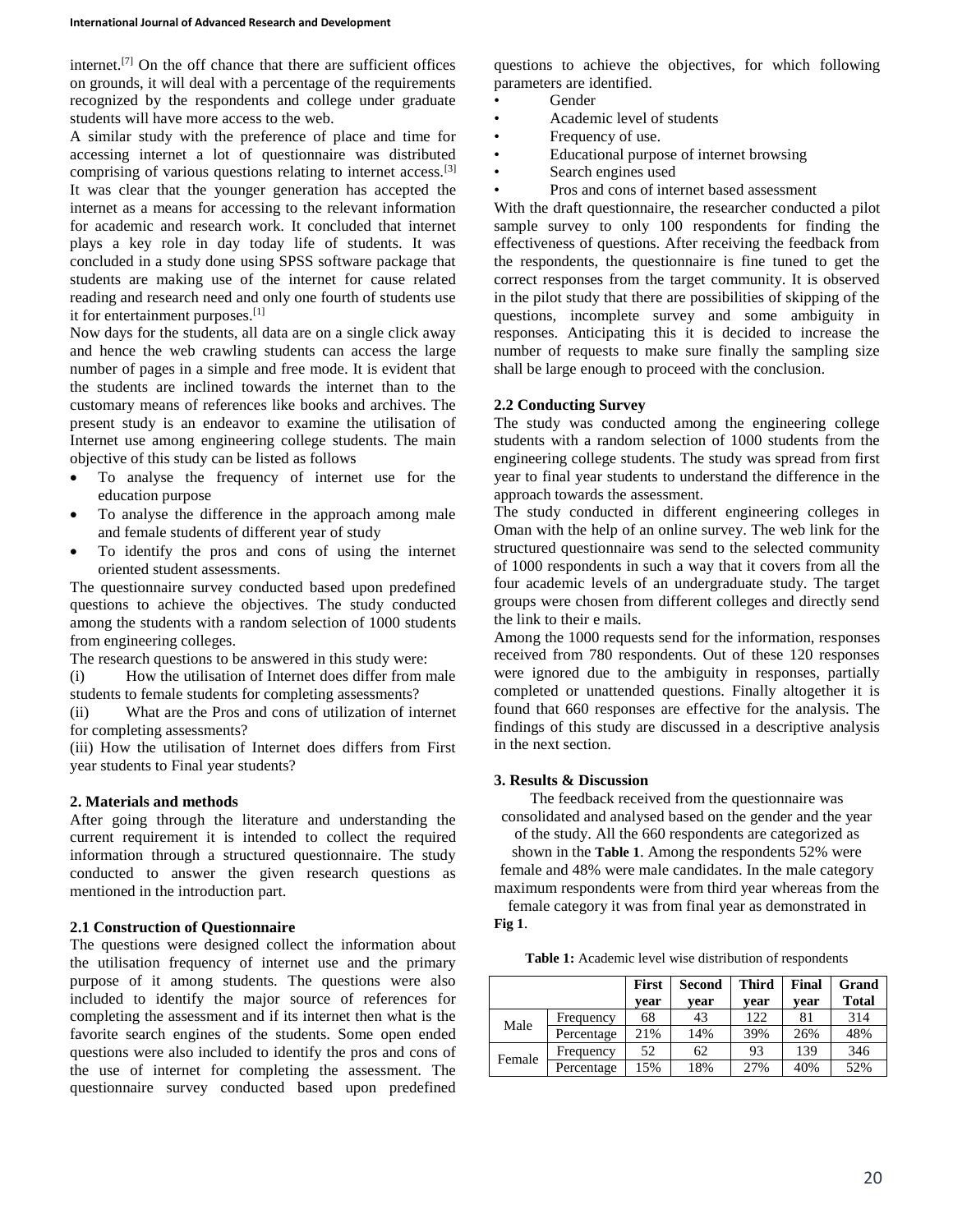internet.[7] On the off chance that there are sufficient offices on grounds, it will deal with a percentage of the requirements recognized by the respondents and college under graduate students will have more access to the web.

A similar study with the preference of place and time for accessing internet a lot of questionnaire was distributed comprising of various questions relating to internet access.[3] It was clear that the younger generation has accepted the internet as a means for accessing to the relevant information for academic and research work. It concluded that internet plays a key role in day today life of students. It was concluded in a study done using SPSS software package that students are making use of the internet for cause related reading and research need and only one fourth of students use it for entertainment purposes.[1]

Now days for the students, all data are on a single click away and hence the web crawling students can access the large number of pages in a simple and free mode. It is evident that the students are inclined towards the internet than to the customary means of references like books and archives. The present study is an endeavor to examine the utilisation of Internet use among engineering college students. The main objective of this study can be listed as follows

- To analyse the frequency of internet use for the education purpose
- To analyse the difference in the approach among male and female students of different year of study
- To identify the pros and cons of using the internet oriented student assessments.

The questionnaire survey conducted based upon predefined questions to achieve the objectives. The study conducted among the students with a random selection of 1000 students from engineering colleges.

The research questions to be answered in this study were:

(i) How the utilisation of Internet does differ from male students to female students for completing assessments?

(ii) What are the Pros and cons of utilization of internet for completing assessments?

(iii) How the utilisation of Internet does differs from First year students to Final year students?

## 2. Materials and methods

After going through the literature and understanding the current requirement it is intended to collect the required information through a structured questionnaire. The study conducted to answer the given research questions as mentioned in the introduction part.

### 2.1 Construction of Questionnaire

The questions were designed collect the information about the utilisation frequency of internet use and the primary purpose of it among students. The questions were also included to identify the major source of references for completing the assessment and if its internet then what is the favorite search engines of the students. Some open ended questions were also included to identify the pros and cons of the use of internet for completing the assessment. The questionnaire survey conducted based upon predefined questions to achieve the objectives, for which following parameters are identified.

- Gender
- Academic level of students
- Frequency of use.
- Educational purpose of internet browsing
- Search engines used
- Pros and cons of internet based assessment

With the draft questionnaire, the researcher conducted a pilot sample survey to only 100 respondents for finding the effectiveness of questions. After receiving the feedback from the respondents, the questionnaire is fine tuned to get the correct responses from the target community. It is observed in the pilot study that there are possibilities of skipping of the questions, incomplete survey and some ambiguity in responses. Anticipating this it is decided to increase the number of requests to make sure finally the sampling size shall be large enough to proceed with the conclusion.

### 2.2 Conducting Survey

The study was conducted among the engineering college students with a random selection of 1000 students from the engineering college students. The study was spread from first year to final year students to understand the difference in the approach towards the assessment.

The study conducted in different engineering colleges in Oman with the help of an online survey. The web link for the structured questionnaire was send to the selected community of 1000 respondents in such a way that it covers from all the four academic levels of an undergraduate study. The target groups were chosen from different colleges and directly send the link to their e mails.

Among the 1000 requests send for the information, responses received from 780 respondents. Out of these 120 responses were ignored due to the ambiguity in responses, partially completed or unattended questions. Finally altogether it is found that 660 responses are effective for the analysis. The findings of this study are discussed in a descriptive analysis in the next section.

## 3. Results & Discussion

The feedback received from the questionnaire was consolidated and analysed based on the gender and the year of the study. All the 660 respondents are categorized as shown in the **Table 1**. Among the respondents 52% were female and 48% were male candidates. In the male category maximum respondents were from third year whereas from the female category it was from final year as demonstrated in **Fig 1**.

**Table 1:** Academic level wise distribution of respondents

| | | First year | Second year | Third year | Final year | Grand Total |
|---|---|---|---|---|---|---|
| Male | Frequency | 68 | 43 | 122 | 81 | 314 |
| | Percentage | 21% | 14% | 39% | 26% | 48% |
| Female | Frequency | 52 | 62 | 93 | 139 | 346 |
| | Percentage | 15% | 18% | 27% | 40% | 52% |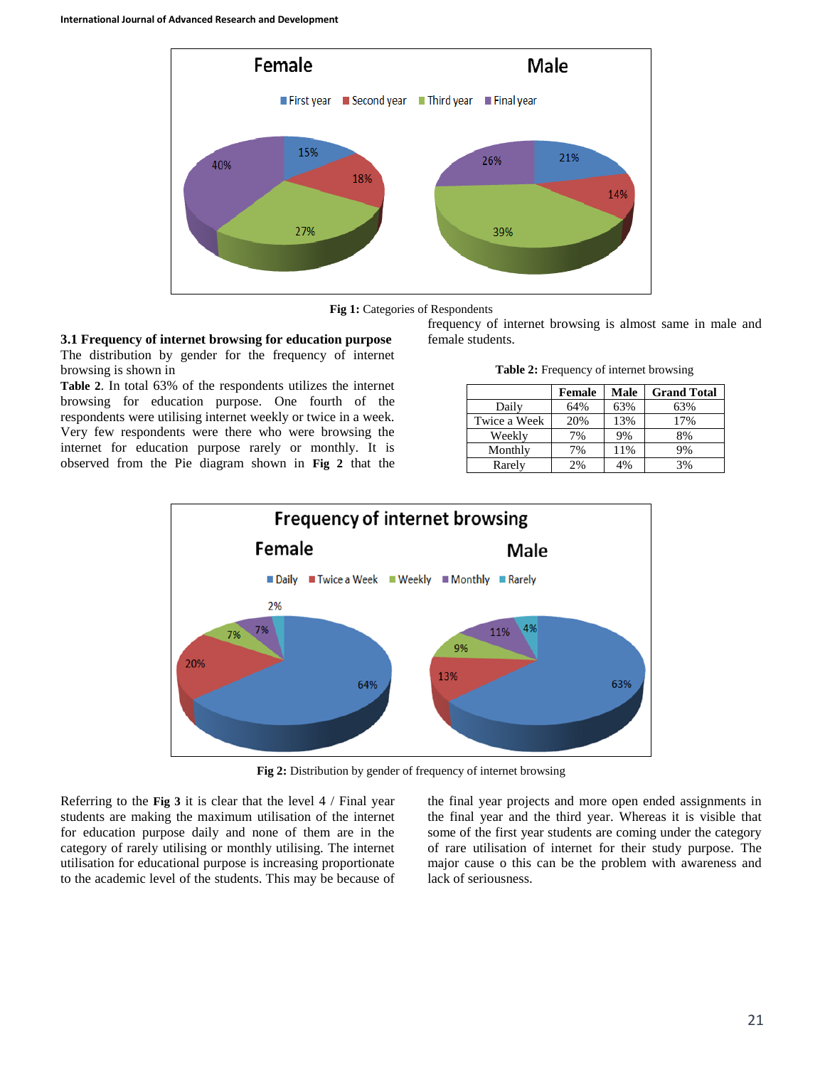Fig 1: Categories of Respondents

### 3.1 Frequency of internet browsing for education purpose

The distribution by gender for the frequency of internet browsing is shown in

**Table 2**. In total 63% of the respondents utilizes the internet browsing for education purpose. One fourth of the respondents were utilising internet weekly or twice in a week. Very few respondents were there who were browsing the internet for education purpose rarely or monthly. It is observed from the Pie diagram shown in **Fig 2** that the frequency of internet browsing is almost same in male and female students.

**Table 2:** Frequency of internet browsing

| | Female | Male | Grand Total |
|---|---|---|---|
| Daily | 64% | 63% | 63% |
| Twice a Week | 20% | 13% | 17% |
| Weekly | 7% | 9% | 8% |
| Monthly | 7% | 11% | 9% |
| Rarely | 2% | 4% | 3% |

**Fig 2:** Distribution by gender of frequency of internet browsing

Referring to the **Fig 3** it is clear that the level 4 / Final year students are making the maximum utilisation of the internet for education purpose daily and none of them are in the category of rarely utilising or monthly utilising. The internet utilisation for educational purpose is increasing proportionate to the academic level of the students. This may be because of the final year projects and more open ended assignments in the final year and the third year. Whereas it is visible that some of the first year students are coming under the category of rare utilisation of internet for their study purpose. The major cause o this can be the problem with awareness and lack of seriousness.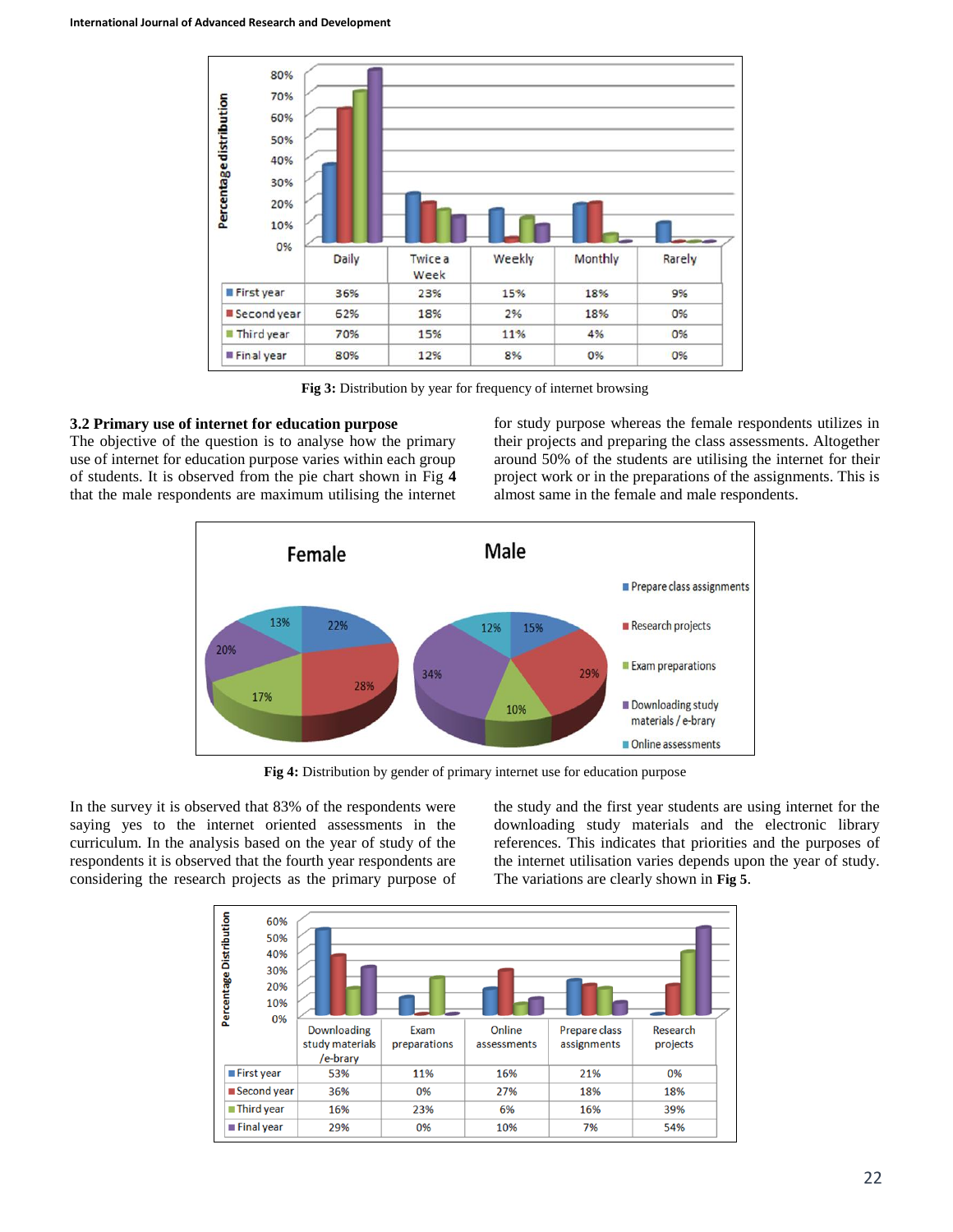| | Daily | Twice a Week | Weekly | Monthly | Rarely |
|---|---|---|---|---|---|
| First year | 36% | 23% | 15% | 18% | 9% |
| Second year | 62% | 18% | 2% | 18% | 0% |
| Third year | 70% | 15% | 11% | 4% | 0% |
| Final year | 80% | 12% | 8% | 0% | 0% |

**Fig 3:** Distribution by year for frequency of internet browsing

### 3.2 Primary use of internet for education purpose

The objective of the question is to analyse how the primary use of internet for education purpose varies within each group of students. It is observed from the pie chart shown in Fig **4** that the male respondents are maximum utilising the internet for study purpose whereas the female respondents utilizes in their projects and preparing the class assessments. Altogether around 50% of the students are utilising the internet for their project work or in the preparations of the assignments. This is almost same in the female and male respondents.

| | Female | Male |
|---|---|---|
| Prepare class assignments | 22% | 15% |
| Research projects | 28% | 29% |
| Exam preparations | 17% | 10% |
| Downloading study materials / e-brary | 20% | 34% |
| Online assessments | 13% | 12% |

**Fig 4:** Distribution by gender of primary internet use for education purpose

In the survey it is observed that 83% of the respondents were saying yes to the internet oriented assessments in the curriculum. In the analysis based on the year of study of the respondents it is observed that the fourth year respondents are considering the research projects as the primary purpose of the study and the first year students are using internet for the downloading study materials and the electronic library references. This indicates that priorities and the purposes of the internet utilisation varies depends upon the year of study. The variations are clearly shown in **Fig 5**.

| | Downloading study materials /e-brary | Exam preparations | Online assessments | Prepare class assignments | Research projects |
|---|---|---|---|---|---|
| First year | 53% | 11% | 16% | 21% | 0% |
| Second year | 36% | 0% | 27% | 18% | 18% |
| Third year | 16% | 23% | 6% | 16% | 39% |
| Final year | 29% | 0% | 10% | 7% | 54% |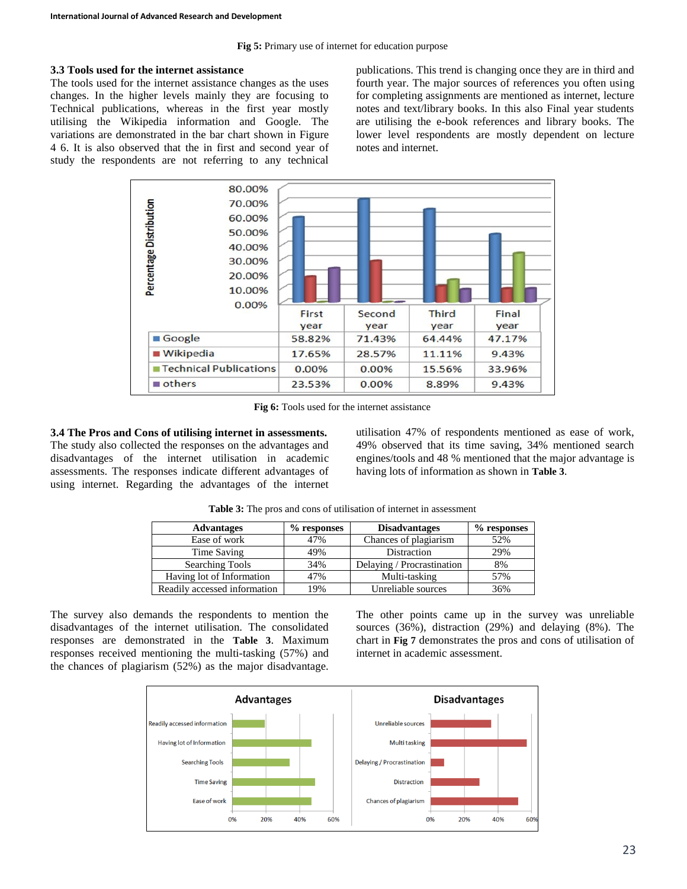**Fig 5:** Primary use of internet for education purpose

### 3.3 Tools used for the internet assistance

The tools used for the internet assistance changes as the uses changes. In the higher levels mainly they are focusing to Technical publications, whereas in the first year mostly utilising the Wikipedia information and Google. The variations are demonstrated in the bar chart shown in Figure 4 6. It is also observed that the in first and second year of study the respondents are not referring to any technical publications. This trend is changing once they are in third and fourth year. The major sources of references you often using for completing assignments are mentioned as internet, lecture notes and text/library books. In this also Final year students are utilising the e-book references and library books. The lower level respondents are mostly dependent on lecture notes and internet.

| | First year | Second year | Third year | Final year |
|---|---|---|---|---|
| Google | 58.82% | 71.43% | 64.44% | 47.17% |
| Wikipedia | 17.65% | 28.57% | 11.11% | 9.43% |
| Technical Publications | 0.00% | 0.00% | 15.56% | 33.96% |
| others | 23.53% | 0.00% | 8.89% | 9.43% |

**Fig 6:** Tools used for the internet assistance

### 3.4 The Pros and Cons of utilising internet in assessments.

The study also collected the responses on the advantages and disadvantages of the internet utilisation in academic assessments. The responses indicate different advantages of using internet. Regarding the advantages of the internet utilisation 47% of respondents mentioned as ease of work, 49% observed that its time saving, 34% mentioned search engines/tools and 48 % mentioned that the major advantage is having lots of information as shown in **Table 3**.

**Table 3:** The pros and cons of utilisation of internet in assessment

| Advantages | % responses | Disadvantages | % responses |
|---|---|---|---|
| Ease of work | 47% | Chances of plagiarism | 52% |
| Time Saving | 49% | Distraction | 29% |
| Searching Tools | 34% | Delaying / Procrastination | 8% |
| Having lot of Information | 47% | Multi-tasking | 57% |
| Readily accessed information | 19% | Unreliable sources | 36% |

The survey also demands the respondents to mention the disadvantages of the internet utilisation. The consolidated responses are demonstrated in the **Table 3**. Maximum responses received mentioning the multi-tasking (57%) and the chances of plagiarism (52%) as the major disadvantage. The other points came up in the survey was unreliable sources (36%), distraction (29%) and delaying (8%). The chart in **Fig 7** demonstrates the pros and cons of utilisation of internet in academic assessment.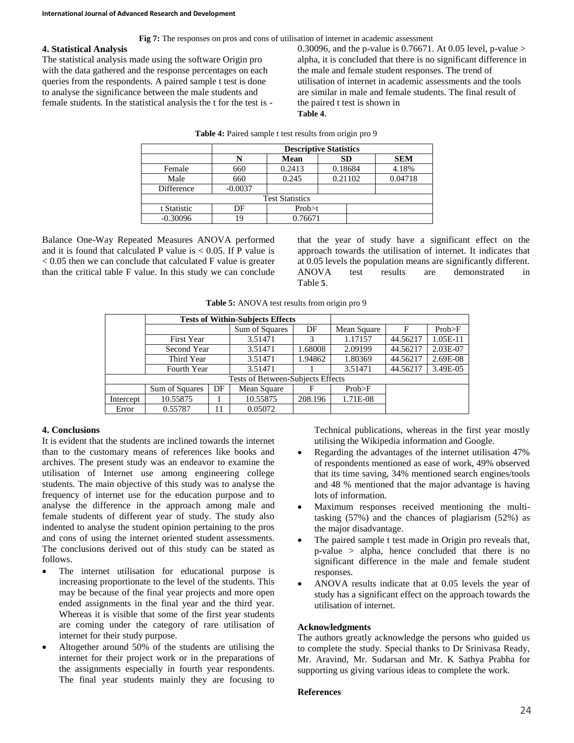**Fig 7:** The responses on pros and cons of utilisation of internet in academic assessment

## 4. Statistical Analysis

The statistical analysis made using the software Origin pro with the data gathered and the response percentages on each queries from the respondents. A paired sample t test is done to analyse the significance between the male students and female students. In the statistical analysis the t for the test is -0.30096, and the p-value is 0.76671. At 0.05 level, p-value > alpha, it is concluded that there is no significant difference in the male and female student responses. The trend of utilisation of internet in academic assessments and the tools are similar in male and female students. The final result of the paired t test is shown in **Table 4**.

**Table 4:** Paired sample t test results from origin pro 9

| | Descriptive Statistics | | | |
|---|---|---|---|---|
| | **N** | **Mean** | **SD** | **SEM** |
| Female | 660 | 0.2413 | 0.18684 | 4.18% |
| Male | 660 | 0.245 | 0.21102 | 0.04718 |
| Difference | -0.0037 | | | |
| Test Statistics | | | | |
| t Statistic | DF | Prob>t | | |
| -0.30096 | 19 | 0.76671 | | |

Balance One-Way Repeated Measures ANOVA performed and it is found that calculated P value is < 0.05. If P value is < 0.05 then we can conclude that calculated F value is greater than the critical table F value. In this study we can conclude that the year of study have a significant effect on the approach towards the utilisation of internet. It indicates that at 0.05 levels the population means are significantly different. ANOVA test results are demonstrated in Table **5**.

**Table 5:** ANOVA test results from origin pro 9

| | Tests of Within-Subjects Effects | | | | | | |
|---|---|---|---|---|---|---|---|
| | | | Sum of Squares | DF | Mean Square | F | Prob>F |
| | First Year | | 3.51471 | 3 | 1.17157 | 44.56217 | 1.05E-11 |
| | Second Year | | 3.51471 | 1.68008 | 2.09199 | 44.56217 | 2.03E-07 |
| | Third Year | | 3.51471 | 1.94862 | 1.80369 | 44.56217 | 2.69E-08 |
| | Fourth Year | | 3.51471 | 1 | 3.51471 | 44.56217 | 3.49E-05 |
| Tests of Between-Subjects Effects | | | | | | | |
| | Sum of Squares | DF | Mean Square | F | Prob>F | | |
| Intercept | 10.55875 | 1 | 10.55875 | 208.196 | 1.71E-08 | | |
| Error | 0.55787 | 11 | 0.05072 | | | | |

## 4. Conclusions

It is evident that the students are inclined towards the internet than to the customary means of references like books and archives. The present study was an endeavor to examine the utilisation of Internet use among engineering college students. The main objective of this study was to analyse the frequency of internet use for the education purpose and to analyse the difference in the approach among male and female students of different year of study. The study also indented to analyse the student opinion pertaining to the pros and cons of using the internet oriented student assessments. The conclusions derived out of this study can be stated as follows.

- The internet utilisation for educational purpose is increasing proportionate to the level of the students. This may be because of the final year projects and more open ended assignments in the final year and the third year. Whereas it is visible that some of the first year students are coming under the category of rare utilisation of internet for their study purpose.
- Altogether around 50% of the students are utilising the internet for their project work or in the preparations of the assignments especially in fourth year respondents. The final year students mainly they are focusing to Technical publications, whereas in the first year mostly utilising the Wikipedia information and Google.
- Regarding the advantages of the internet utilisation 47% of respondents mentioned as ease of work, 49% observed that its time saving, 34% mentioned search engines/tools and 48 % mentioned that the major advantage is having lots of information.
- Maximum responses received mentioning the multi-tasking (57%) and the chances of plagiarism (52%) as the major disadvantage.
- The paired sample t test made in Origin pro reveals that, p-value > alpha, hence concluded that there is no significant difference in the male and female student responses.
- ANOVA results indicate that at 0.05 levels the year of study has a significant effect on the approach towards the utilisation of internet.

### Acknowledgments

The authors greatly acknowledge the persons who guided us to complete the study. Special thanks to Dr Srinivasa Ready, Mr. Aravind, Mr. Sudarsan and Mr. K Sathya Prabha for supporting us giving various ideas to complete the work.

### References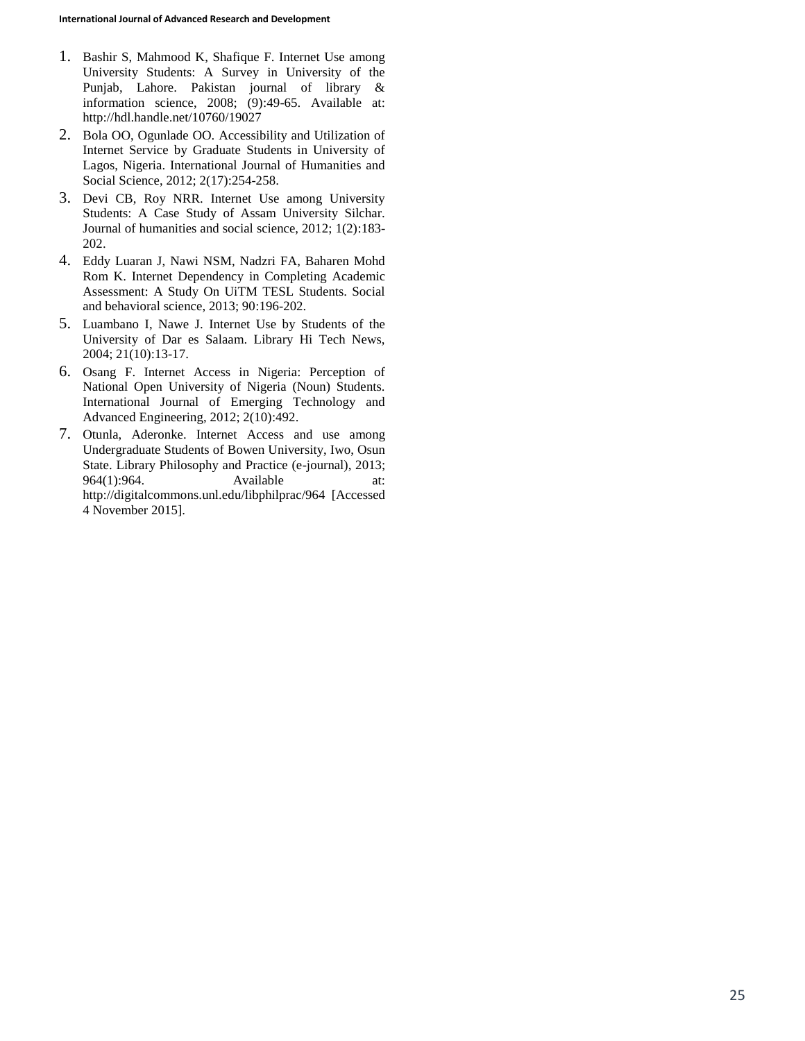1. Bashir S, Mahmood K, Shafique F. Internet Use among University Students: A Survey in University of the Punjab, Lahore. Pakistan journal of library & information science, 2008; (9):49-65. Available at: http://hdl.handle.net/10760/19027
2. Bola OO, Ogunlade OO. Accessibility and Utilization of Internet Service by Graduate Students in University of Lagos, Nigeria. International Journal of Humanities and Social Science, 2012; 2(17):254-258.
3. Devi CB, Roy NRR. Internet Use among University Students: A Case Study of Assam University Silchar. Journal of humanities and social science, 2012; 1(2):183-202.
4. Eddy Luaran J, Nawi NSM, Nadzri FA, Baharen Mohd Rom K. Internet Dependency in Completing Academic Assessment: A Study On UiTM TESL Students. Social and behavioral science, 2013; 90:196-202.
5. Luambano I, Nawe J. Internet Use by Students of the University of Dar es Salaam. Library Hi Tech News, 2004; 21(10):13-17.
6. Osang F. Internet Access in Nigeria: Perception of National Open University of Nigeria (Noun) Students. International Journal of Emerging Technology and Advanced Engineering, 2012; 2(10):492.
7. Otunla, Aderonke. Internet Access and use among Undergraduate Students of Bowen University, Iwo, Osun State. Library Philosophy and Practice (e-journal), 2013; 964(1):964. Available at: http://digitalcommons.unl.edu/libphilprac/964 [Accessed 4 November 2015].